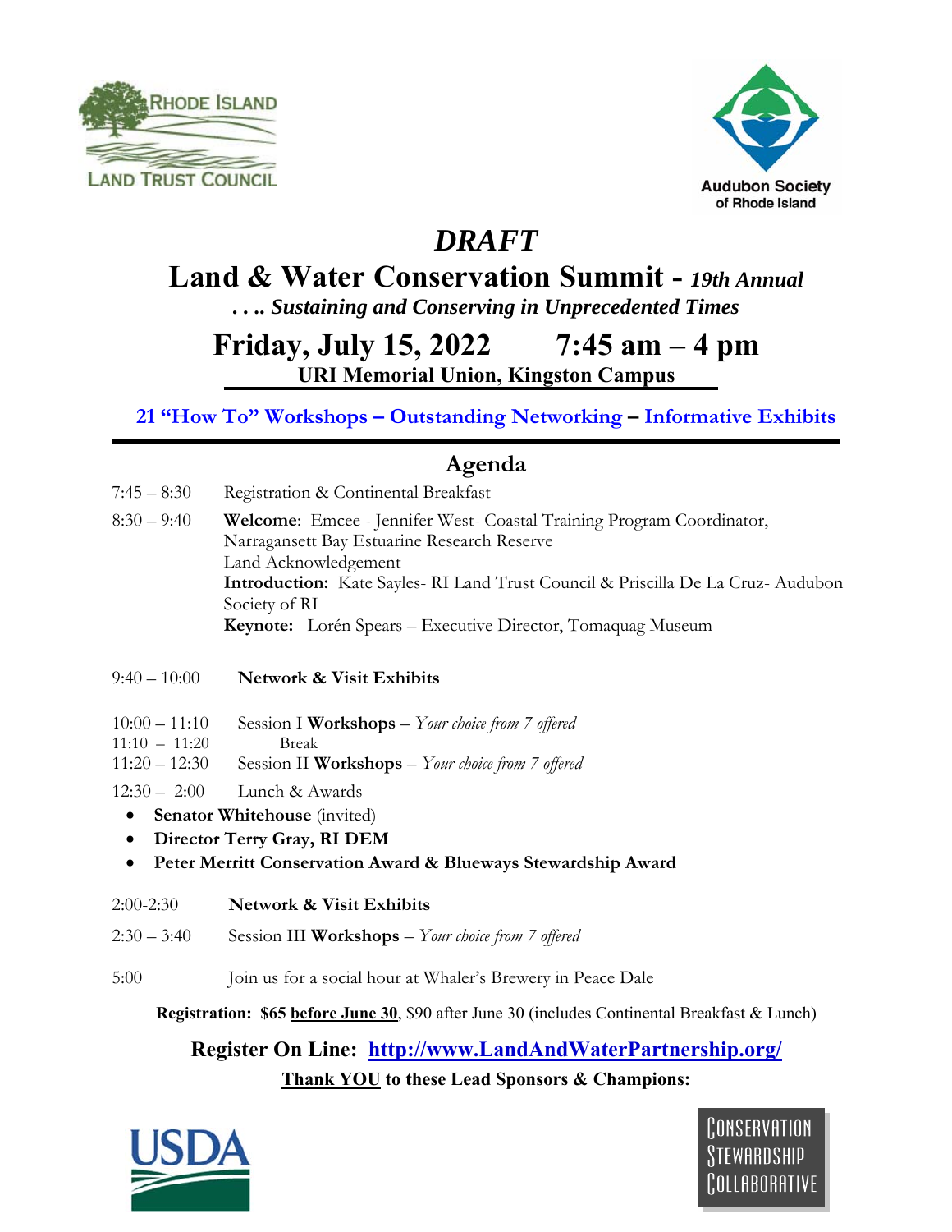RHODE ISLAND LAND TRUST COUNCIL

Audubon Society of Rhode Island

# *DRAFT*

# Land & Water Conservation Summit - *19th Annual*

***. . .. Sustaining and Conserving in Unprecedented Times***

## Friday, July 15, 2022 7:45 am – 4 pm

**URI Memorial Union, Kingston Campus**

**21 "How To" Workshops – Outstanding Networking – Informative Exhibits**

## Agenda

7:45 – 8:30 Registration & Continental Breakfast

8:30 – 9:40 **Welcome**: Emcee - Jennifer West- Coastal Training Program Coordinator, Narragansett Bay Estuarine Research Reserve
Land Acknowledgement
**Introduction:** Kate Sayles- RI Land Trust Council & Priscilla De La Cruz- Audubon Society of RI
**Keynote:** Lorén Spears – Executive Director, Tomaquag Museum

9:40 – 10:00 **Network & Visit Exhibits**

10:00 – 11:10 Session I **Workshops** – *Your choice from 7 offered*
11:10 – 11:20 Break
11:20 – 12:30 Session II **Workshops** – *Your choice from 7 offered*

12:30 – 2:00 Lunch & Awards

- **Senator Whitehouse** (invited)
- **Director Terry Gray, RI DEM**
- **Peter Merritt Conservation Award & Blueways Stewardship Award**

2:00-2:30 **Network & Visit Exhibits**

2:30 – 3:40 Session III **Workshops** – *Your choice from 7 offered*

5:00 Join us for a social hour at Whaler's Brewery in Peace Dale

**Registration: $65 before June 30**, $90 after June 30 (includes Continental Breakfast & Lunch)

**Register On Line: http://www.LandAndWaterPartnership.org/**

**Thank YOU to these Lead Sponsors & Champions:**

USDA

Conservation Stewardship Collaborative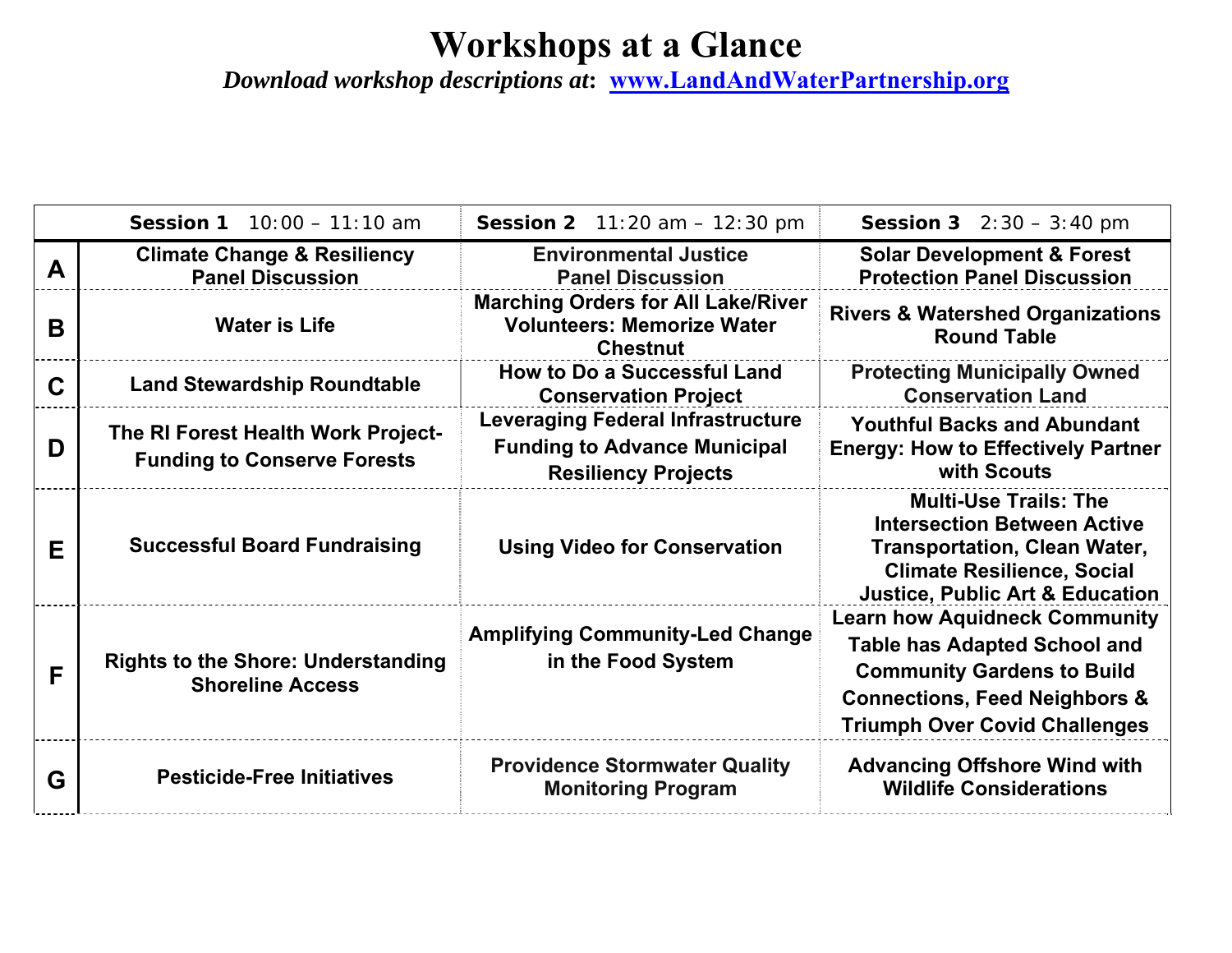# Workshops at a Glance

***Download workshop descriptions at*: [www.LandAndWaterPartnership.org](http://www.LandAndWaterPartnership.org)**

| | **Session 1** 10:00 – 11:10 am | **Session 2** 11:20 am – 12:30 pm | **Session 3** 2:30 – 3:40 pm |
|---|---|---|---|
| **A** | **Climate Change & Resiliency Panel Discussion** | **Environmental Justice Panel Discussion** | **Solar Development & Forest Protection Panel Discussion** |
| **B** | **Water is Life** | **Marching Orders for All Lake/River Volunteers: Memorize Water Chestnut** | **Rivers & Watershed Organizations Round Table** |
| **C** | **Land Stewardship Roundtable** | **How to Do a Successful Land Conservation Project** | **Protecting Municipally Owned Conservation Land** |
| **D** | **The RI Forest Health Work Project-Funding to Conserve Forests** | **Leveraging Federal Infrastructure Funding to Advance Municipal Resiliency Projects** | **Youthful Backs and Abundant Energy: How to Effectively Partner with Scouts** |
| **E** | **Successful Board Fundraising** | **Using Video for Conservation** | **Multi-Use Trails: The Intersection Between Active Transportation, Clean Water, Climate Resilience, Social Justice, Public Art & Education** |
| **F** | **Rights to the Shore: Understanding Shoreline Access** | **Amplifying Community-Led Change in the Food System** | **Learn how Aquidneck Community Table has Adapted School and Community Gardens to Build Connections, Feed Neighbors & Triumph Over Covid Challenges** |
| **G** | **Pesticide-Free Initiatives** | **Providence Stormwater Quality Monitoring Program** | **Advancing Offshore Wind with Wildlife Considerations** |